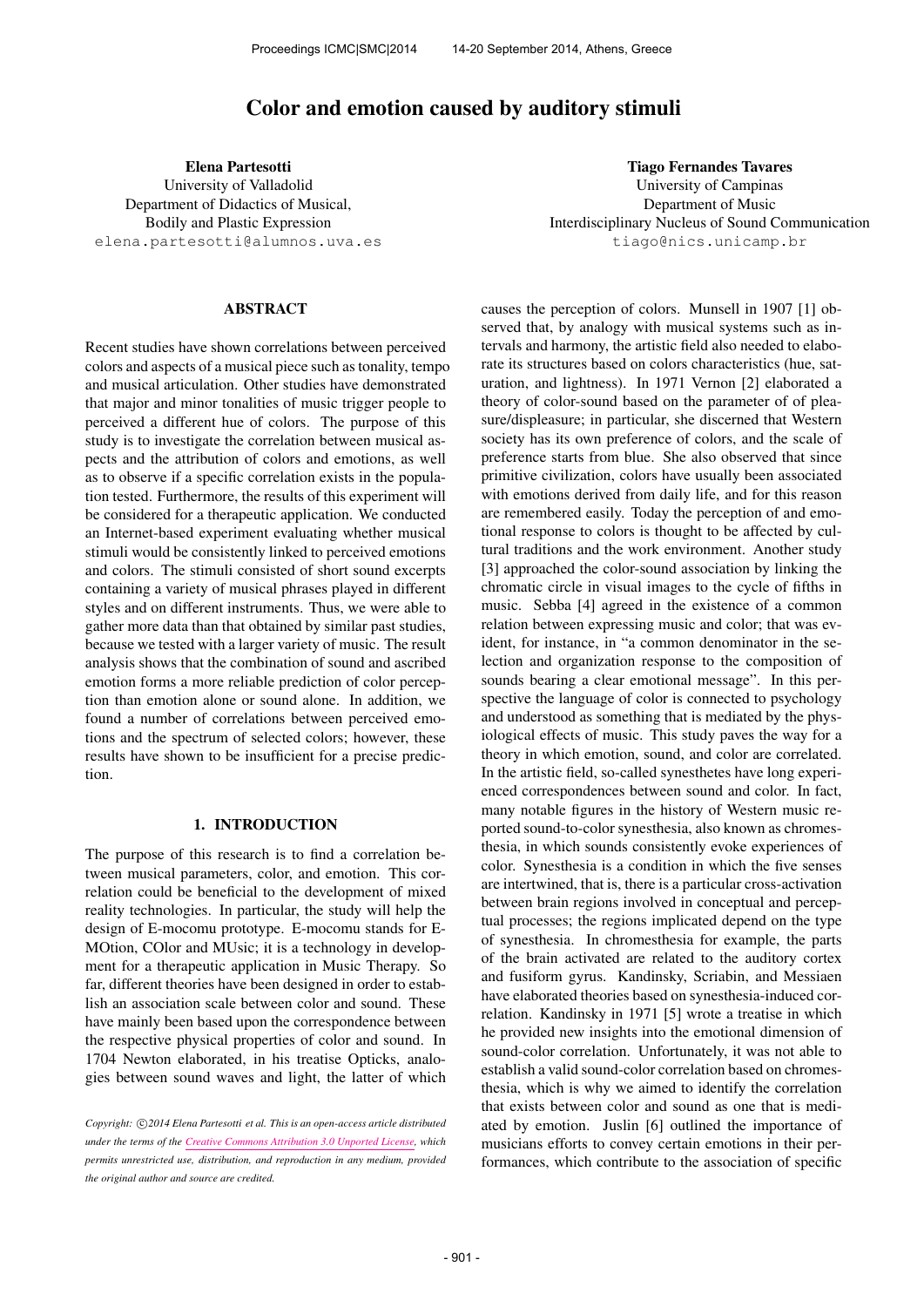# Color and emotion caused by auditory stimuli

**Elena Partesotti**
University of Valladolid
Department of Didactics of Musical,
Bodily and Plastic Expression
elena.partesotti@alumnos.uva.es

**Tiago Fernandes Tavares**
University of Campinas
Department of Music
Interdisciplinary Nucleus of Sound Communication
tiago@nics.unicamp.br

## ABSTRACT

Recent studies have shown correlations between perceived colors and aspects of a musical piece such as tonality, tempo and musical articulation. Other studies have demonstrated that major and minor tonalities of music trigger people to perceived a different hue of colors. The purpose of this study is to investigate the correlation between musical aspects and the attribution of colors and emotions, as well as to observe if a specific correlation exists in the population tested. Furthermore, the results of this experiment will be considered for a therapeutic application. We conducted an Internet-based experiment evaluating whether musical stimuli would be consistently linked to perceived emotions and colors. The stimuli consisted of short sound excerpts containing a variety of musical phrases played in different styles and on different instruments. Thus, we were able to gather more data than that obtained by similar past studies, because we tested with a larger variety of music. The result analysis shows that the combination of sound and ascribed emotion forms a more reliable prediction of color perception than emotion alone or sound alone. In addition, we found a number of correlations between perceived emotions and the spectrum of selected colors; however, these results have shown to be insufficient for a precise prediction.

## 1. INTRODUCTION

The purpose of this research is to find a correlation between musical parameters, color, and emotion. This correlation could be beneficial to the development of mixed reality technologies. In particular, the study will help the design of E-mocomu prototype. E-mocomu stands for E-MOtion, COlor and MUsic; it is a technology in development for a therapeutic application in Music Therapy. So far, different theories have been designed in order to establish an association scale between color and sound. These have mainly been based upon the correspondence between the respective physical properties of color and sound. In 1704 Newton elaborated, in his treatise Opticks, analogies between sound waves and light, the latter of which causes the perception of colors. Munsell in 1907 [1] observed that, by analogy with musical systems such as intervals and harmony, the artistic field also needed to elaborate its structures based on colors characteristics (hue, saturation, and lightness). In 1971 Vernon [2] elaborated a theory of color-sound based on the parameter of of pleasure/displeasure; in particular, she discerned that Western society has its own preference of colors, and the scale of preference starts from blue. She also observed that since primitive civilization, colors have usually been associated with emotions derived from daily life, and for this reason are remembered easily. Today the perception of and emotional response to colors is thought to be affected by cultural traditions and the work environment. Another study [3] approached the color-sound association by linking the chromatic circle in visual images to the cycle of fifths in music. Sebba [4] agreed in the existence of a common relation between expressing music and color; that was evident, for instance, in "a common denominator in the selection and organization response to the composition of sounds bearing a clear emotional message". In this perspective the language of color is connected to psychology and understood as something that is mediated by the physiological effects of music. This study paves the way for a theory in which emotion, sound, and color are correlated. In the artistic field, so-called synesthetes have long experienced correspondences between sound and color. In fact, many notable figures in the history of Western music reported sound-to-color synesthesia, also known as chromesthesia, in which sounds consistently evoke experiences of color. Synesthesia is a condition in which the five senses are intertwined, that is, there is a particular cross-activation between brain regions involved in conceptual and perceptual processes; the regions implicated depend on the type of synesthesia. In chromesthesia for example, the parts of the brain activated are related to the auditory cortex and fusiform gyrus. Kandinsky, Scriabin, and Messiaen have elaborated theories based on synesthesia-induced correlation. Kandinsky in 1971 [5] wrote a treatise in which he provided new insights into the emotional dimension of sound-color correlation. Unfortunately, it was not able to establish a valid sound-color correlation based on chromesthesia, which is why we aimed to identify the correlation that exists between color and sound as one that is mediated by emotion. Juslin [6] outlined the importance of musicians efforts to convey certain emotions in their performances, which contribute to the association of specific

*Copyright: ©2014 Elena Partesotti et al. This is an open-access article distributed under the terms of the Creative Commons Attribution 3.0 Unported License, which permits unrestricted use, distribution, and reproduction in any medium, provided the original author and source are credited.*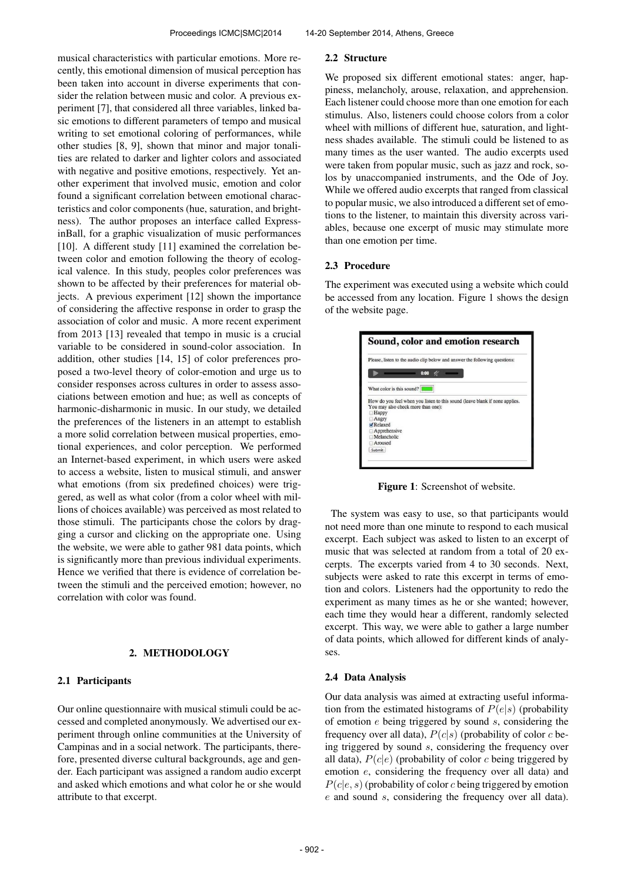musical characteristics with particular emotions. More recently, this emotional dimension of musical perception has been taken into account in diverse experiments that consider the relation between music and color. A previous experiment [7], that considered all three variables, linked basic emotions to different parameters of tempo and musical writing to set emotional coloring of performances, while other studies [8, 9], shown that minor and major tonalities are related to darker and lighter colors and associated with negative and positive emotions, respectively. Yet another experiment that involved music, emotion and color found a significant correlation between emotional characteristics and color components (hue, saturation, and brightness). The author proposes an interface called ExpressinBall, for a graphic visualization of music performances [10]. A different study [11] examined the correlation between color and emotion following the theory of ecological valence. In this study, peoples color preferences was shown to be affected by their preferences for material objects. A previous experiment [12] shown the importance of considering the affective response in order to grasp the association of color and music. A more recent experiment from 2013 [13] revealed that tempo in music is a crucial variable to be considered in sound-color association. In addition, other studies [14, 15] of color preferences proposed a two-level theory of color-emotion and urge us to consider responses across cultures in order to assess associations between emotion and hue; as well as concepts of harmonic-disharmonic in music. In our study, we detailed the preferences of the listeners in an attempt to establish a more solid correlation between musical properties, emotional experiences, and color perception. We performed an Internet-based experiment, in which users were asked to access a website, listen to musical stimuli, and answer what emotions (from six predefined choices) were triggered, as well as what color (from a color wheel with millions of choices available) was perceived as most related to those stimuli. The participants chose the colors by dragging a cursor and clicking on the appropriate one. Using the website, we were able to gather 981 data points, which is significantly more than previous individual experiments. Hence we verified that there is evidence of correlation between the stimuli and the perceived emotion; however, no correlation with color was found.

## 2. METHODOLOGY

### 2.1 Participants

Our online questionnaire with musical stimuli could be accessed and completed anonymously. We advertised our experiment through online communities at the University of Campinas and in a social network. The participants, therefore, presented diverse cultural backgrounds, age and gender. Each participant was assigned a random audio excerpt and asked which emotions and what color he or she would attribute to that excerpt.

### 2.2 Structure

We proposed six different emotional states: anger, happiness, melancholy, arouse, relaxation, and apprehension. Each listener could choose more than one emotion for each stimulus. Also, listeners could choose colors from a color wheel with millions of different hue, saturation, and lightness shades available. The stimuli could be listened to as many times as the user wanted. The audio excerpts used were taken from popular music, such as jazz and rock, solos by unaccompanied instruments, and the Ode of Joy. While we offered audio excerpts that ranged from classical to popular music, we also introduced a different set of emotions to the listener, to maintain this diversity across variables, because one excerpt of music may stimulate more than one emotion per time.

### 2.3 Procedure

The experiment was executed using a website which could be accessed from any location. Figure 1 shows the design of the website page.

**Figure 1**: Screenshot of website.

The system was easy to use, so that participants would not need more than one minute to respond to each musical excerpt. Each subject was asked to listen to an excerpt of music that was selected at random from a total of 20 excerpts. The excerpts varied from 4 to 30 seconds. Next, subjects were asked to rate this excerpt in terms of emotion and colors. Listeners had the opportunity to redo the experiment as many times as he or she wanted; however, each time they would hear a different, randomly selected excerpt. This way, we were able to gather a large number of data points, which allowed for different kinds of analyses.

### 2.4 Data Analysis

Our data analysis was aimed at extracting useful information from the estimated histograms of $P(e|s)$ (probability of emotion $e$ being triggered by sound $s$, considering the frequency over all data), $P(c|s)$ (probability of color $c$ being triggered by sound $s$, considering the frequency over all data), $P(c|e)$ (probability of color $c$ being triggered by emotion $e$, considering the frequency over all data) and $P(c|e, s)$ (probability of color $c$ being triggered by emotion $e$ and sound $s$, considering the frequency over all data).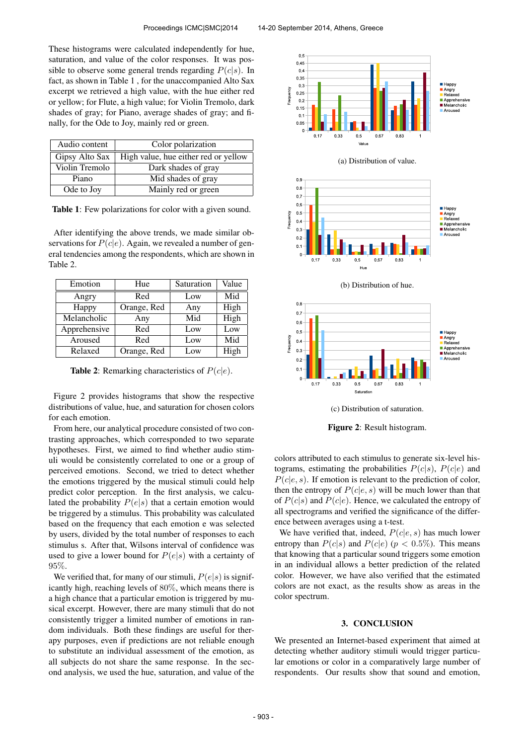These histograms were calculated independently for hue, saturation, and value of the color responses. It was possible to observe some general trends regarding $P(c|s)$. In fact, as shown in Table 1 , for the unaccompanied Alto Sax excerpt we retrieved a high value, with the hue either red or yellow; for Flute, a high value; for Violin Tremolo, dark shades of gray; for Piano, average shades of gray; and finally, for the Ode to Joy, mainly red or green.

| Audio content | Color polarization |
|---|---|
| Gipsy Alto Sax | High value, hue either red or yellow |
| Violin Tremolo | Dark shades of gray |
| Piano | Mid shades of gray |
| Ode to Joy | Mainly red or green |

**Table 1**: Few polarizations for color with a given sound.

After identifying the above trends, we made similar observations for $P(c|e)$. Again, we revealed a number of general tendencies among the respondents, which are shown in Table 2.

| Emotion | Hue | Saturation | Value |
|---|---|---|---|
| Angry | Red | Low | Mid |
| Happy | Orange, Red | Any | High |
| Melancholic | Any | Mid | High |
| Apprehensive | Red | Low | Low |
| Aroused | Red | Low | Mid |
| Relaxed | Orange, Red | Low | High |

**Table 2**: Remarking characteristics of $P(c|e)$.

Figure 2 provides histograms that show the respective distributions of value, hue, and saturation for chosen colors for each emotion.

(a) Distribution of value.

(b) Distribution of hue.

(c) Distribution of saturation.

**Figure 2**: Result histogram.

From here, our analytical procedure consisted of two contrasting approaches, which corresponded to two separate hypotheses. First, we aimed to find whether audio stimuli would be consistently correlated to one or a group of perceived emotions. Second, we tried to detect whether the emotions triggered by the musical stimuli could help predict color perception. In the first analysis, we calculated the probability $P(e|s)$ that a certain emotion would be triggered by a stimulus. This probability was calculated based on the frequency that each emotion e was selected by users, divided by the total number of responses to each stimulus s. After that, Wilsons interval of confidence was used to give a lower bound for $P(e|s)$ with a certainty of 95%.

We verified that, for many of our stimuli, $P(e|s)$ is significantly high, reaching levels of 80%, which means there is a high chance that a particular emotion is triggered by musical excerpt. However, there are many stimuli that do not consistently trigger a limited number of emotions in random individuals. Both these findings are useful for therapy purposes, even if predictions are not reliable enough to substitute an individual assessment of the emotion, as all subjects do not share the same response. In the second analysis, we used the hue, saturation, and value of the colors attributed to each stimulus to generate six-level histograms, estimating the probabilities $P(c|s)$, $P(c|e)$ and $P(c|e,s)$. If emotion is relevant to the prediction of color, then the entropy of $P(c|e,s)$ will be much lower than that of $P(c|s)$ and $P(c|e)$. Hence, we calculated the entropy of all spectrograms and verified the significance of the difference between averages using a t-test.

We have verified that, indeed, $P(c|e,s)$ has much lower entropy than $P(c|s)$ and $P(c|e)$ ($p < 0.5\%$). This means that knowing that a particular sound triggers some emotion in an individual allows a better prediction of the related color. However, we have also verified that the estimated colors are not exact, as the results show as areas in the color spectrum.

## 3. CONCLUSION

We presented an Internet-based experiment that aimed at detecting whether auditory stimuli would trigger particular emotions or color in a comparatively large number of respondents. Our results show that sound and emotion,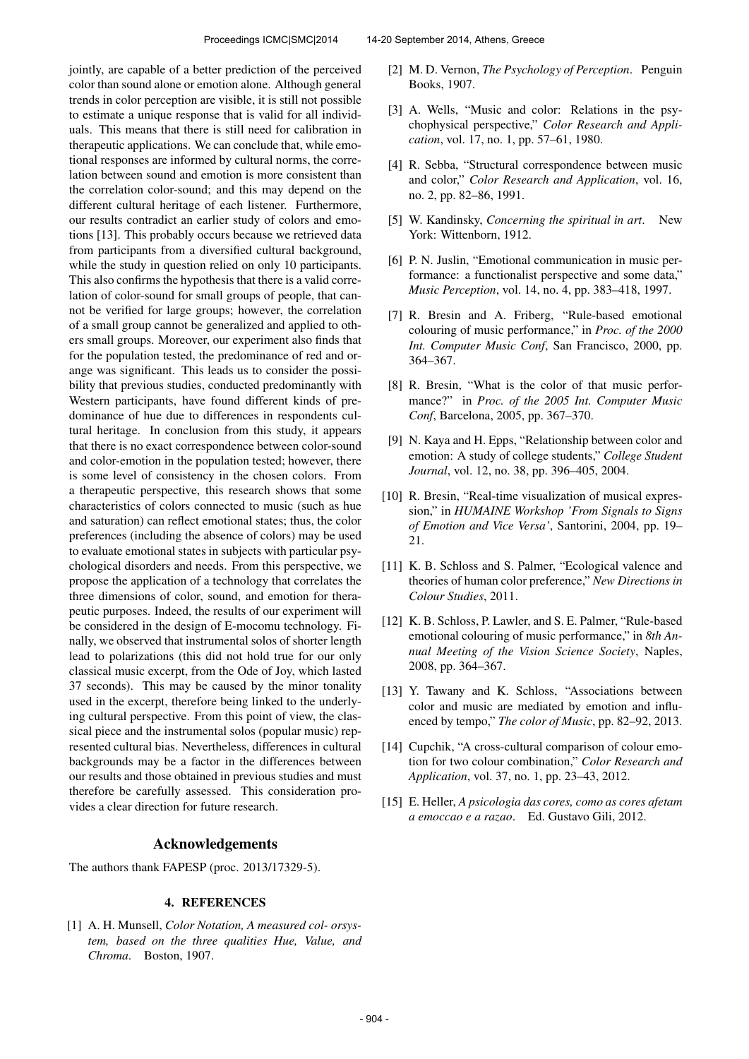jointly, are capable of a better prediction of the perceived color than sound alone or emotion alone. Although general trends in color perception are visible, it is still not possible to estimate a unique response that is valid for all individuals. This means that there is still need for calibration in therapeutic applications. We can conclude that, while emotional responses are informed by cultural norms, the correlation between sound and emotion is more consistent than the correlation color-sound; and this may depend on the different cultural heritage of each listener. Furthermore, our results contradict an earlier study of colors and emotions [13]. This probably occurs because we retrieved data from participants from a diversified cultural background, while the study in question relied on only 10 participants. This also confirms the hypothesis that there is a valid correlation of color-sound for small groups of people, that cannot be verified for large groups; however, the correlation of a small group cannot be generalized and applied to others small groups. Moreover, our experiment also finds that for the population tested, the predominance of red and orange was significant. This leads us to consider the possibility that previous studies, conducted predominantly with Western participants, have found different kinds of predominance of hue due to differences in respondents cultural heritage. In conclusion from this study, it appears that there is no exact correspondence between color-sound and color-emotion in the population tested; however, there is some level of consistency in the chosen colors. From a therapeutic perspective, this research shows that some characteristics of colors connected to music (such as hue and saturation) can reflect emotional states; thus, the color preferences (including the absence of colors) may be used to evaluate emotional states in subjects with particular psychological disorders and needs. From this perspective, we propose the application of a technology that correlates the three dimensions of color, sound, and emotion for therapeutic purposes. Indeed, the results of our experiment will be considered in the design of E-mocomu technology. Finally, we observed that instrumental solos of shorter length lead to polarizations (this did not hold true for our only classical music excerpt, from the Ode of Joy, which lasted 37 seconds). This may be caused by the minor tonality used in the excerpt, therefore being linked to the underlying cultural perspective. From this point of view, the classical piece and the instrumental solos (popular music) represented cultural bias. Nevertheless, differences in cultural backgrounds may be a factor in the differences between our results and those obtained in previous studies and must therefore be carefully assessed. This consideration provides a clear direction for future research.

## Acknowledgements

The authors thank FAPESP (proc. 2013/17329-5).

## 4. REFERENCES

[1] A. H. Munsell, *Color Notation, A measured col- orsystem, based on the three qualities Hue, Value, and Chroma*. Boston, 1907.

[2] M. D. Vernon, *The Psychology of Perception*. Penguin Books, 1907.

[3] A. Wells, "Music and color: Relations in the psychophysical perspective," *Color Research and Application*, vol. 17, no. 1, pp. 57–61, 1980.

[4] R. Sebba, "Structural correspondence between music and color," *Color Research and Application*, vol. 16, no. 2, pp. 82–86, 1991.

[5] W. Kandinsky, *Concerning the spiritual in art*. New York: Wittenborn, 1912.

[6] P. N. Juslin, "Emotional communication in music performance: a functionalist perspective and some data," *Music Perception*, vol. 14, no. 4, pp. 383–418, 1997.

[7] R. Bresin and A. Friberg, "Rule-based emotional colouring of music performance," in *Proc. of the 2000 Int. Computer Music Conf*, San Francisco, 2000, pp. 364–367.

[8] R. Bresin, "What is the color of that music performance?" in *Proc. of the 2005 Int. Computer Music Conf*, Barcelona, 2005, pp. 367–370.

[9] N. Kaya and H. Epps, "Relationship between color and emotion: A study of college students," *College Student Journal*, vol. 12, no. 38, pp. 396–405, 2004.

[10] R. Bresin, "Real-time visualization of musical expression," in *HUMAINE Workshop 'From Signals to Signs of Emotion and Vice Versa'*, Santorini, 2004, pp. 19–21.

[11] K. B. Schloss and S. Palmer, "Ecological valence and theories of human color preference," *New Directions in Colour Studies*, 2011.

[12] K. B. Schloss, P. Lawler, and S. E. Palmer, "Rule-based emotional colouring of music performance," in *8th Annual Meeting of the Vision Science Society*, Naples, 2008, pp. 364–367.

[13] Y. Tawany and K. Schloss, "Associations between color and music are mediated by emotion and influenced by tempo," *The color of Music*, pp. 82–92, 2013.

[14] Cupchik, "A cross-cultural comparison of colour emotion for two colour combination," *Color Research and Application*, vol. 37, no. 1, pp. 23–43, 2012.

[15] E. Heller, *A psicologia das cores, como as cores afetam a emoccao e a razao*. Ed. Gustavo Gili, 2012.